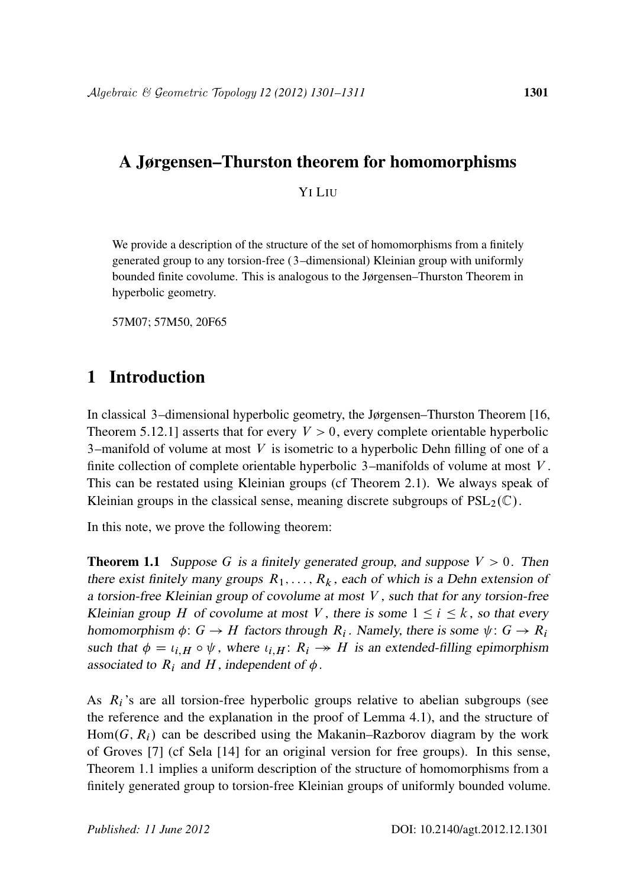# A Jørgensen–Thurston theorem for homomorphisms

YI LIU

We provide a description of the structure of the set of homomorphisms from a finitely generated group to any torsion-free (3–dimensional) Kleinian group with uniformly bounded finite covolume. This is analogous to the Jørgensen–Thurston Theorem in hyperbolic geometry.

57M07; 57M50, 20F65

## 1 Introduction

In classical 3–dimensional hyperbolic geometry, the Jørgensen–Thurston Theorem [16, Theorem 5.12.1] asserts that for every $V > 0$, every complete orientable hyperbolic 3–manifold of volume at most $V$ is isometric to a hyperbolic Dehn filling of one of a finite collection of complete orientable hyperbolic 3–manifolds of volume at most $V$. This can be restated using Kleinian groups (cf Theorem 2.1). We always speak of Kleinian groups in the classical sense, meaning discrete subgroups of $\mathrm{PSL}_2(\mathbb{C})$.

In this note, we prove the following theorem:

**Theorem 1.1** *Suppose $G$ is a finitely generated group, and suppose $V > 0$. Then there exist finitely many groups $R_1, \ldots, R_k$, each of which is a Dehn extension of a torsion-free Kleinian group of covolume at most $V$, such that for any torsion-free Kleinian group $H$ of covolume at most $V$, there is some $1 \le i \le k$, so that every homomorphism $\phi\colon G \to H$ factors through $R_i$. Namely, there is some $\psi\colon G \to R_i$ such that $\phi = \iota_{i,H} \circ \psi$, where $\iota_{i,H}\colon R_i \twoheadrightarrow H$ is an extended-filling epimorphism associated to $R_i$ and $H$, independent of $\phi$.*

As $R_i$'s are all torsion-free hyperbolic groups relative to abelian subgroups (see the reference and the explanation in the proof of Lemma 4.1), and the structure of $\mathrm{Hom}(G, R_i)$ can be described using the Makanin–Razborov diagram by the work of Groves [7] (cf Sela [14] for an original version for free groups). In this sense, Theorem 1.1 implies a uniform description of the structure of homomorphisms from a finitely generated group to torsion-free Kleinian groups of uniformly bounded volume.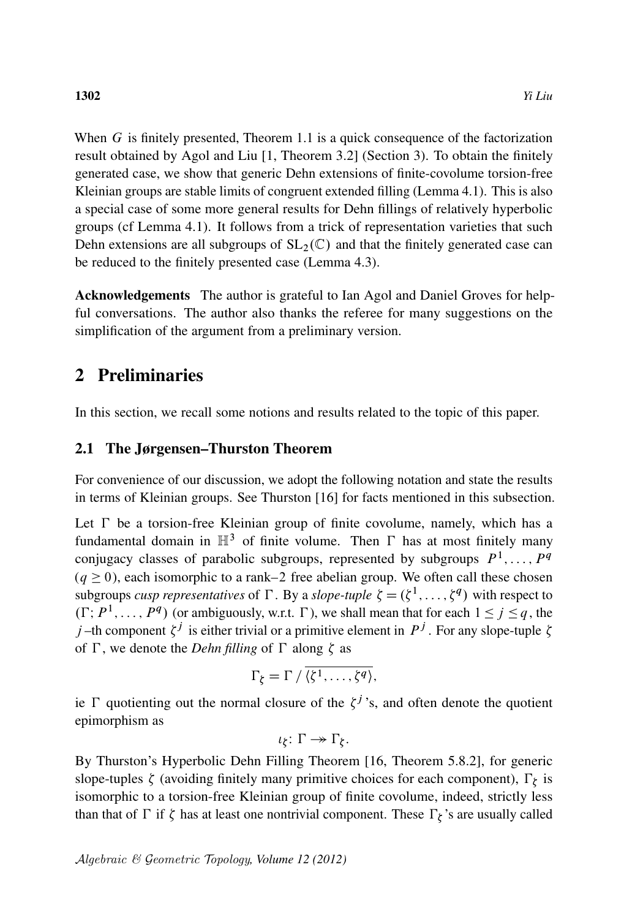When $G$ is finitely presented, Theorem 1.1 is a quick consequence of the factorization result obtained by Agol and Liu [1, Theorem 3.2] (Section 3). To obtain the finitely generated case, we show that generic Dehn extensions of finite-covolume torsion-free Kleinian groups are stable limits of congruent extended filling (Lemma 4.1). This is also a special case of some more general results for Dehn fillings of relatively hyperbolic groups (cf Lemma 4.1). It follows from a trick of representation varieties that such Dehn extensions are all subgroups of $\mathrm{SL}_2(\mathbb{C})$ and that the finitely generated case can be reduced to the finitely presented case (Lemma 4.3).

**Acknowledgements** The author is grateful to Ian Agol and Daniel Groves for helpful conversations. The author also thanks the referee for many suggestions on the simplification of the argument from a preliminary version.

## 2 Preliminaries

In this section, we recall some notions and results related to the topic of this paper.

### 2.1 The Jørgensen–Thurston Theorem

For convenience of our discussion, we adopt the following notation and state the results in terms of Kleinian groups. See Thurston [16] for facts mentioned in this subsection.

Let $\Gamma$ be a torsion-free Kleinian group of finite covolume, namely, which has a fundamental domain in $\mathbb{H}^3$ of finite volume. Then $\Gamma$ has at most finitely many conjugacy classes of parabolic subgroups, represented by subgroups $P^1, \dots, P^q$ ($q \geq 0$), each isomorphic to a rank–2 free abelian group. We often call these chosen subgroups *cusp representatives* of $\Gamma$. By a *slope-tuple* $\zeta = (\zeta^1, \dots, \zeta^q)$ with respect to $(\Gamma; P^1, \dots, P^q)$ (or ambiguously, w.r.t. $\Gamma$), we shall mean that for each $1 \leq j \leq q$, the $j$–th component $\zeta^j$ is either trivial or a primitive element in $P^j$. For any slope-tuple $\zeta$ of $\Gamma$, we denote the *Dehn filling* of $\Gamma$ along $\zeta$ as

$$\Gamma_\zeta = \Gamma \,/\, \overline{\langle \zeta^1, \dots, \zeta^q \rangle},$$

ie $\Gamma$ quotienting out the normal closure of the $\zeta^j$'s, and often denote the quotient epimorphism as

$$\iota_\zeta\colon \Gamma \twoheadrightarrow \Gamma_\zeta.$$

By Thurston's Hyperbolic Dehn Filling Theorem [16, Theorem 5.8.2], for generic slope-tuples $\zeta$ (avoiding finitely many primitive choices for each component), $\Gamma_\zeta$ is isomorphic to a torsion-free Kleinian group of finite covolume, indeed, strictly less than that of $\Gamma$ if $\zeta$ has at least one nontrivial component. These $\Gamma_\zeta$'s are usually called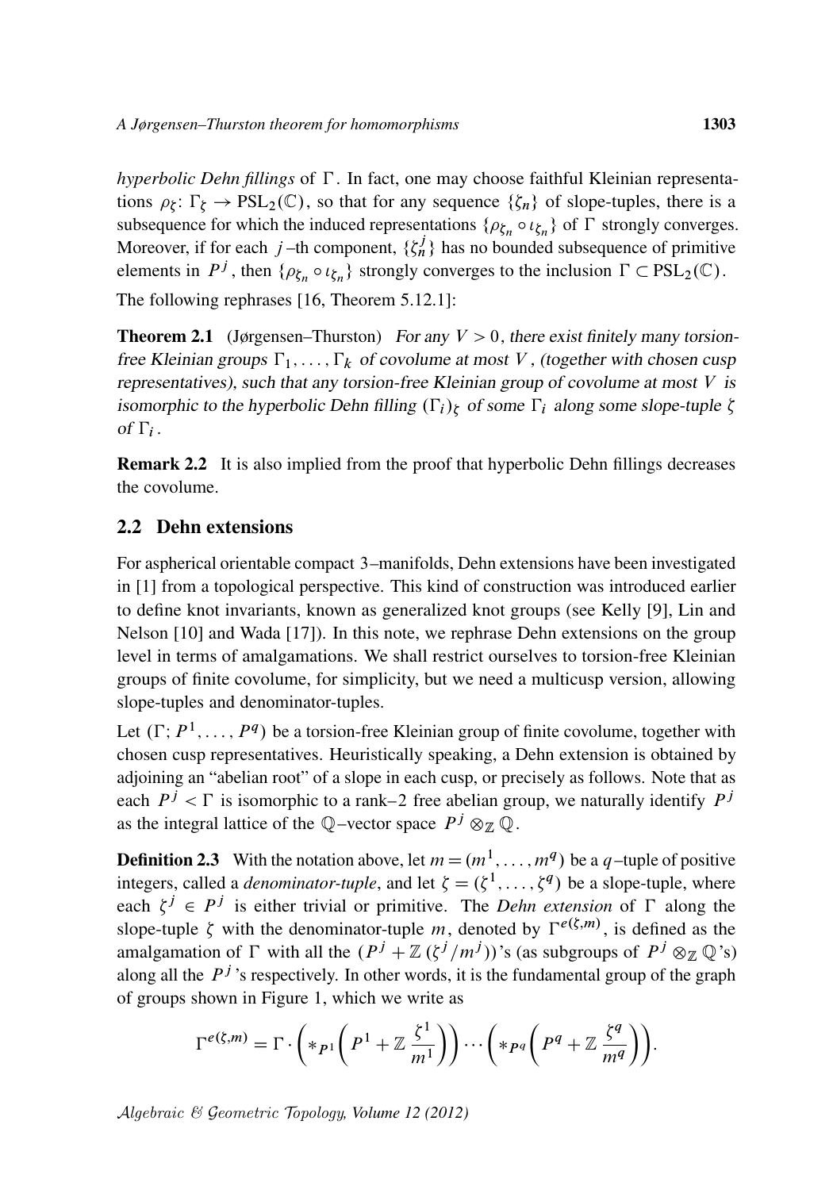*hyperbolic Dehn fillings* of $\Gamma$. In fact, one may choose faithful Kleinian representations $\rho_\zeta \colon \Gamma_\zeta \to \mathrm{PSL}_2(\mathbb{C})$, so that for any sequence $\{\zeta_n\}$ of slope-tuples, there is a subsequence for which the induced representations $\{\rho_{\zeta_n} \circ \iota_{\zeta_n}\}$ of $\Gamma$ strongly converges. Moreover, if for each $j$–th component, $\{\zeta_n^j\}$ has no bounded subsequence of primitive elements in $P^j$, then $\{\rho_{\zeta_n} \circ \iota_{\zeta_n}\}$ strongly converges to the inclusion $\Gamma \subset \mathrm{PSL}_2(\mathbb{C})$.

The following rephrases [16, Theorem 5.12.1]:

**Theorem 2.1** (Jørgensen–Thurston) *For any $V > 0$, there exist finitely many torsion-free Kleinian groups $\Gamma_1, \ldots, \Gamma_k$ of covolume at most $V$, (together with chosen cusp representatives), such that any torsion-free Kleinian group of covolume at most $V$ is isomorphic to the hyperbolic Dehn filling $(\Gamma_i)_\zeta$ of some $\Gamma_i$ along some slope-tuple $\zeta$ of $\Gamma_i$.*

**Remark 2.2** It is also implied from the proof that hyperbolic Dehn fillings decreases the covolume.

## 2.2 Dehn extensions

For aspherical orientable compact 3–manifolds, Dehn extensions have been investigated in [1] from a topological perspective. This kind of construction was introduced earlier to define knot invariants, known as generalized knot groups (see Kelly [9], Lin and Nelson [10] and Wada [17]). In this note, we rephrase Dehn extensions on the group level in terms of amalgamations. We shall restrict ourselves to torsion-free Kleinian groups of finite covolume, for simplicity, but we need a multicusp version, allowing slope-tuples and denominator-tuples.

Let $(\Gamma; P^1, \ldots, P^q)$ be a torsion-free Kleinian group of finite covolume, together with chosen cusp representatives. Heuristically speaking, a Dehn extension is obtained by adjoining an "abelian root" of a slope in each cusp, or precisely as follows. Note that as each $P^j < \Gamma$ is isomorphic to a rank–2 free abelian group, we naturally identify $P^j$ as the integral lattice of the $\mathbb{Q}$–vector space $P^j \otimes_{\mathbb{Z}} \mathbb{Q}$.

**Definition 2.3** With the notation above, let $m = (m^1, \ldots, m^q)$ be a $q$–tuple of positive integers, called a *denominator-tuple*, and let $\zeta = (\zeta^1, \ldots, \zeta^q)$ be a slope-tuple, where each $\zeta^j \in P^j$ is either trivial or primitive. The *Dehn extension* of $\Gamma$ along the slope-tuple $\zeta$ with the denominator-tuple $m$, denoted by $\Gamma^{e(\zeta,m)}$, is defined as the amalgamation of $\Gamma$ with all the $(P^j + \mathbb{Z}\,(\zeta^j/m^j))$'s (as subgroups of $P^j \otimes_{\mathbb{Z}} \mathbb{Q}$'s) along all the $P^j$'s respectively. In other words, it is the fundamental group of the graph of groups shown in Figure 1, which we write as

$$\Gamma^{e(\zeta,m)} = \Gamma \cdot \left( *_{P^1} \left( P^1 + \mathbb{Z}\,\frac{\zeta^1}{m^1} \right) \right) \cdots \left( *_{P^q} \left( P^q + \mathbb{Z}\,\frac{\zeta^q}{m^q} \right) \right).$$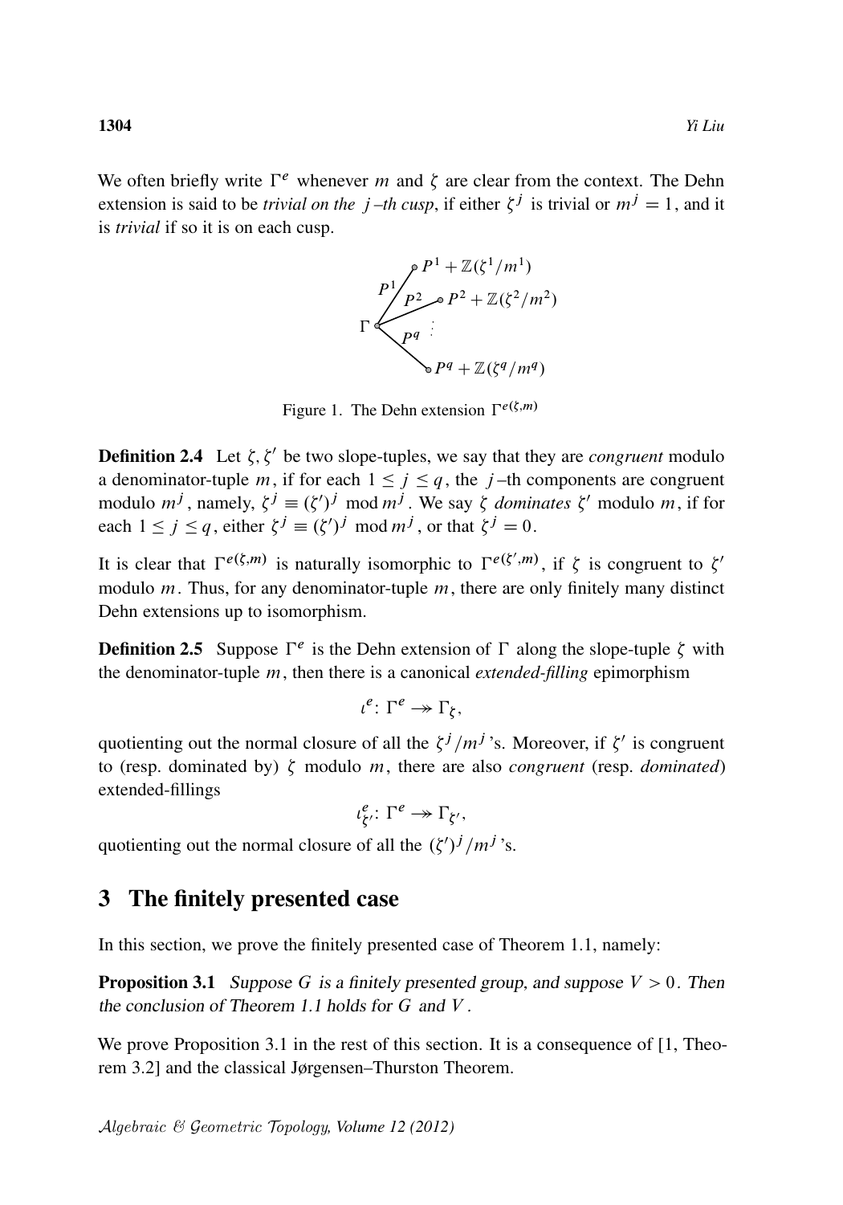We often briefly write $\Gamma^e$ whenever $m$ and $\zeta$ are clear from the context. The Dehn extension is said to be *trivial on the $j$–th cusp*, if either $\zeta^j$ is trivial or $m^j = 1$, and it is *trivial* if so it is on each cusp.

Figure 1. The Dehn extension $\Gamma^{e(\zeta,m)}$

**Definition 2.4** Let $\zeta, \zeta'$ be two slope-tuples, we say that they are *congruent* modulo a denominator-tuple $m$, if for each $1 \leq j \leq q$, the $j$–th components are congruent modulo $m^j$, namely, $\zeta^j \equiv (\zeta')^j \mod m^j$. We say $\zeta$ *dominates* $\zeta'$ modulo $m$, if for each $1 \leq j \leq q$, either $\zeta^j \equiv (\zeta')^j \mod m^j$, or that $\zeta^j = 0$.

It is clear that $\Gamma^{e(\zeta,m)}$ is naturally isomorphic to $\Gamma^{e(\zeta',m)}$, if $\zeta$ is congruent to $\zeta'$ modulo $m$. Thus, for any denominator-tuple $m$, there are only finitely many distinct Dehn extensions up to isomorphism.

**Definition 2.5** Suppose $\Gamma^e$ is the Dehn extension of $\Gamma$ along the slope-tuple $\zeta$ with the denominator-tuple $m$, then there is a canonical *extended-filling* epimorphism

$$\iota^e \colon \Gamma^e \twoheadrightarrow \Gamma_\zeta,$$

quotienting out the normal closure of all the $\zeta^j/m^j$'s. Moreover, if $\zeta'$ is congruent to (resp. dominated by) $\zeta$ modulo $m$, there are also *congruent* (resp. *dominated*) extended-fillings

$$\iota^e_{\zeta'} \colon \Gamma^e \twoheadrightarrow \Gamma_{\zeta'},$$

quotienting out the normal closure of all the $(\zeta')^j/m^j$'s.

## 3 The finitely presented case

In this section, we prove the finitely presented case of Theorem 1.1, namely:

**Proposition 3.1** *Suppose $G$ is a finitely presented group, and suppose $V > 0$. Then the conclusion of Theorem 1.1 holds for $G$ and $V$.*

We prove Proposition 3.1 in the rest of this section. It is a consequence of [1, Theorem 3.2] and the classical Jørgensen–Thurston Theorem.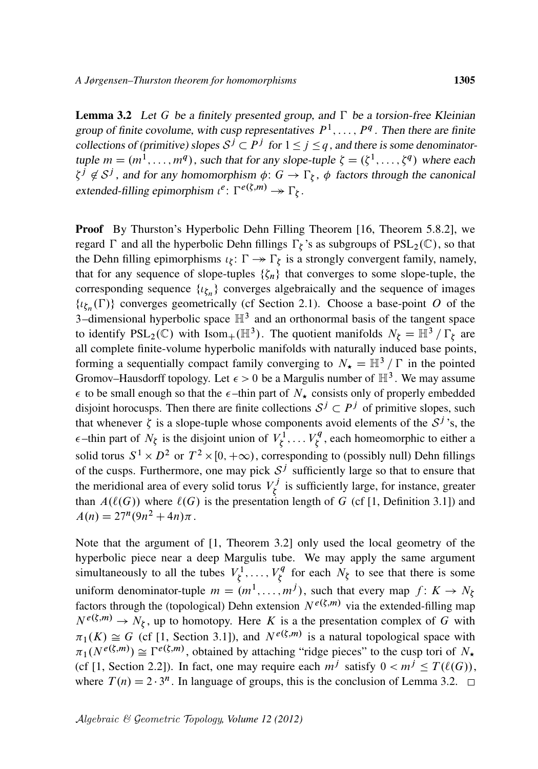**Lemma 3.2** *Let $G$ be a finitely presented group, and $\Gamma$ be a torsion-free Kleinian group of finite covolume, with cusp representatives $P^1, \dots, P^q$. Then there are finite collections of (primitive) slopes $\mathcal{S}^j \subset P^j$ for $1 \le j \le q$, and there is some denominator-tuple $m = (m^1, \dots, m^q)$, such that for any slope-tuple $\zeta = (\zeta^1, \dots, \zeta^q)$ where each $\zeta^j \notin \mathcal{S}^j$, and for any homomorphism $\phi\colon G \to \Gamma_\zeta$, $\phi$ factors through the canonical extended-filling epimorphism $\iota^e\colon \Gamma^{e(\zeta,m)} \twoheadrightarrow \Gamma_\zeta$.*

**Proof** By Thurston's Hyperbolic Dehn Filling Theorem [16, Theorem 5.8.2], we regard $\Gamma$ and all the hyperbolic Dehn fillings $\Gamma_\zeta$'s as subgroups of $\mathrm{PSL}_2(\mathbb{C})$, so that the Dehn filling epimorphisms $\iota_\zeta\colon \Gamma \twoheadrightarrow \Gamma_\zeta$ is a strongly convergent family, namely, that for any sequence of slope-tuples $\{\zeta_n\}$ that converges to some slope-tuple, the corresponding sequence $\{\iota_{\zeta_n}\}$ converges algebraically and the sequence of images $\{\iota_{\zeta_n}(\Gamma)\}$ converges geometrically (cf Section 2.1). Choose a base-point $O$ of the 3–dimensional hyperbolic space $\mathbb{H}^3$ and an orthonormal basis of the tangent space to identify $\mathrm{PSL}_2(\mathbb{C})$ with $\mathrm{Isom}_+(\mathbb{H}^3)$. The quotient manifolds $N_\zeta = \mathbb{H}^3 \,/\, \Gamma_\zeta$ are all complete finite-volume hyperbolic manifolds with naturally induced base points, forming a sequentially compact family converging to $N_\star = \mathbb{H}^3 \,/\, \Gamma$ in the pointed Gromov–Hausdorff topology. Let $\epsilon > 0$ be a Margulis number of $\mathbb{H}^3$. We may assume $\epsilon$ to be small enough so that the $\epsilon$–thin part of $N_\star$ consists only of properly embedded disjoint horocusps. Then there are finite collections $\mathcal{S}^j \subset P^j$ of primitive slopes, such that whenever $\zeta$ is a slope-tuple whose components avoid elements of the $\mathcal{S}^j$'s, the $\epsilon$–thin part of $N_\zeta$ is the disjoint union of $V_\zeta^1, \dots V_\zeta^q$, each homeomorphic to either a solid torus $S^1 \times D^2$ or $T^2 \times [0, +\infty)$, corresponding to (possibly null) Dehn fillings of the cusps. Furthermore, one may pick $\mathcal{S}^j$ sufficiently large so that to ensure that the meridional area of every solid torus $V_\zeta^j$ is sufficiently large, for instance, greater than $A(\ell(G))$ where $\ell(G)$ is the presentation length of $G$ (cf [1, Definition 3.1]) and $A(n) = 27^n(9n^2 + 4n)\pi$.

Note that the argument of [1, Theorem 3.2] only used the local geometry of the hyperbolic piece near a deep Margulis tube. We may apply the same argument simultaneously to all the tubes $V_\zeta^1, \dots, V_\zeta^q$ for each $N_\zeta$ to see that there is some uniform denominator-tuple $m = (m^1, \dots, m^j)$, such that every map $f\colon K \to N_\zeta$ factors through the (topological) Dehn extension $N^{e(\zeta,m)}$ via the extended-filling map $N^{e(\zeta,m)} \to N_\zeta$, up to homotopy. Here $K$ is a the presentation complex of $G$ with $\pi_1(K) \cong G$ (cf [1, Section 3.1]), and $N^{e(\zeta,m)}$ is a natural topological space with $\pi_1(N^{e(\zeta,m)}) \cong \Gamma^{e(\zeta,m)}$, obtained by attaching "ridge pieces" to the cusp tori of $N_\star$ (cf [1, Section 2.2]). In fact, one may require each $m^j$ satisfy $0 < m^j \le T(\ell(G))$, where $T(n) = 2 \cdot 3^n$. In language of groups, this is the conclusion of Lemma 3.2. □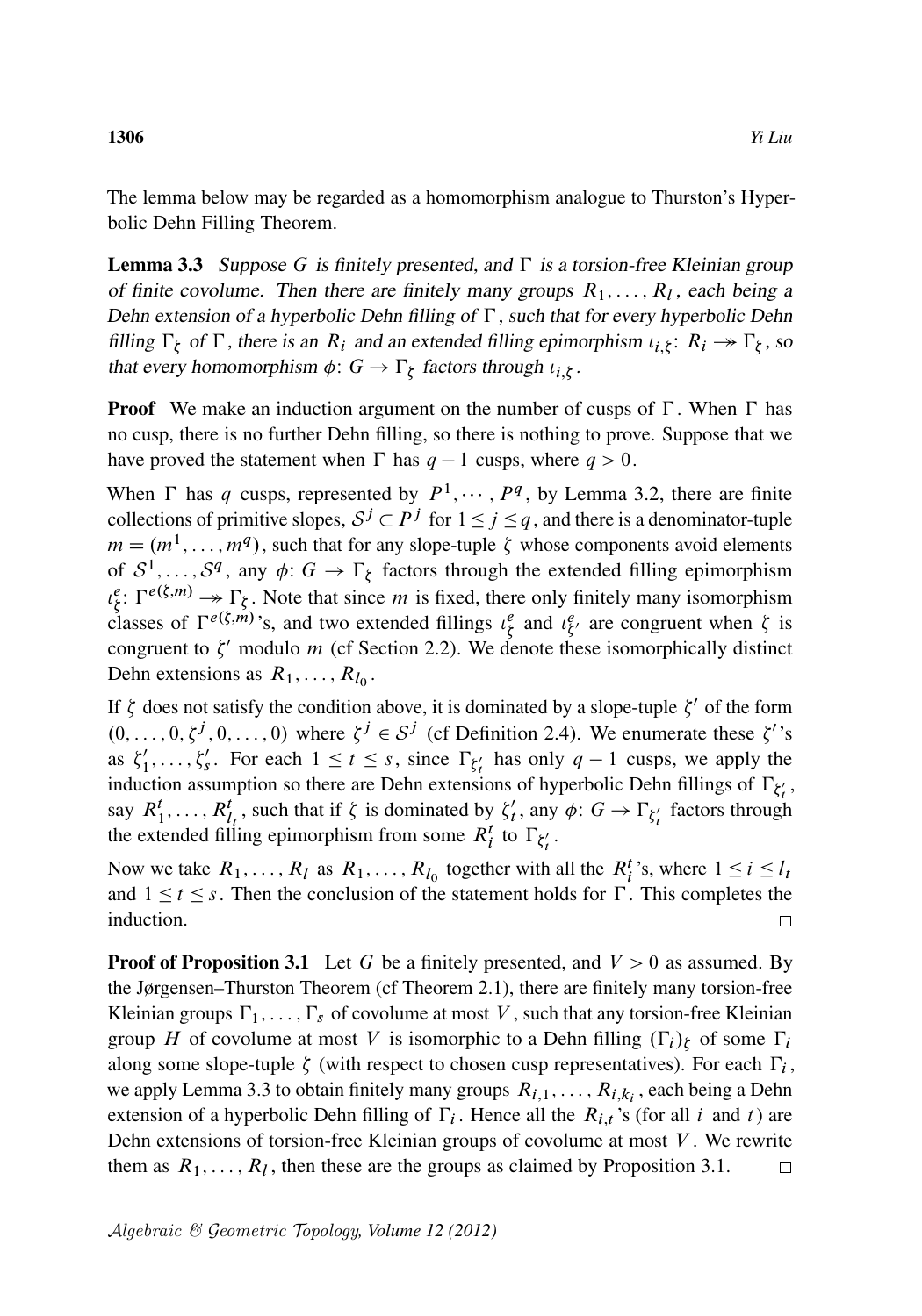The lemma below may be regarded as a homomorphism analogue to Thurston's Hyperbolic Dehn Filling Theorem.

**Lemma 3.3** *Suppose $G$ is finitely presented, and $\Gamma$ is a torsion-free Kleinian group of finite covolume. Then there are finitely many groups $R_1, \dots, R_l$, each being a Dehn extension of a hyperbolic Dehn filling of $\Gamma$, such that for every hyperbolic Dehn filling $\Gamma_\zeta$ of $\Gamma$, there is an $R_i$ and an extended filling epimorphism $\iota_{i,\zeta}\colon R_i \twoheadrightarrow \Gamma_\zeta$, so that every homomorphism $\phi\colon G \to \Gamma_\zeta$ factors through $\iota_{i,\zeta}$.*

**Proof** We make an induction argument on the number of cusps of $\Gamma$. When $\Gamma$ has no cusp, there is no further Dehn filling, so there is nothing to prove. Suppose that we have proved the statement when $\Gamma$ has $q-1$ cusps, where $q > 0$.

When $\Gamma$ has $q$ cusps, represented by $P^1, \cdots, P^q$, by Lemma 3.2, there are finite collections of primitive slopes, $\mathcal{S}^j \subset P^j$ for $1 \leq j \leq q$, and there is a denominator-tuple $m = (m^1, \dots, m^q)$, such that for any slope-tuple $\zeta$ whose components avoid elements of $\mathcal{S}^1, \dots, \mathcal{S}^q$, any $\phi\colon G \to \Gamma_\zeta$ factors through the extended filling epimorphism $\iota^e_\zeta\colon \Gamma^{e(\zeta,m)} \twoheadrightarrow \Gamma_\zeta$. Note that since $m$ is fixed, there only finitely many isomorphism classes of $\Gamma^{e(\zeta,m)}$'s, and two extended fillings $\iota^e_\zeta$ and $\iota^e_{\zeta'}$ are congruent when $\zeta$ is congruent to $\zeta'$ modulo $m$ (cf Section 2.2). We denote these isomorphically distinct Dehn extensions as $R_1, \dots, R_{l_0}$.

If $\zeta$ does not satisfy the condition above, it is dominated by a slope-tuple $\zeta'$ of the form $(0, \dots, 0, \zeta^j, 0, \dots, 0)$ where $\zeta^j \in \mathcal{S}^j$ (cf Definition 2.4). We enumerate these $\zeta'$'s as $\zeta'_1, \dots, \zeta'_s$. For each $1 \leq t \leq s$, since $\Gamma_{\zeta'_t}$ has only $q-1$ cusps, we apply the induction assumption so there are Dehn extensions of hyperbolic Dehn fillings of $\Gamma_{\zeta'_t}$, say $R^t_1, \dots, R^t_{l_t}$, such that if $\zeta$ is dominated by $\zeta'_t$, any $\phi\colon G \to \Gamma_{\zeta'_t}$ factors through the extended filling epimorphism from some $R^t_i$ to $\Gamma_{\zeta'_t}$.

Now we take $R_1, \dots, R_l$ as $R_1, \dots, R_{l_0}$ together with all the $R^t_i$'s, where $1 \leq i \leq l_t$ and $1 \leq t \leq s$. Then the conclusion of the statement holds for $\Gamma$. This completes the induction. $\square$

**Proof of Proposition 3.1** Let $G$ be a finitely presented, and $V > 0$ as assumed. By the Jørgensen–Thurston Theorem (cf Theorem 2.1), there are finitely many torsion-free Kleinian groups $\Gamma_1, \dots, \Gamma_s$ of covolume at most $V$, such that any torsion-free Kleinian group $H$ of covolume at most $V$ is isomorphic to a Dehn filling $(\Gamma_i)_\zeta$ of some $\Gamma_i$ along some slope-tuple $\zeta$ (with respect to chosen cusp representatives). For each $\Gamma_i$, we apply Lemma 3.3 to obtain finitely many groups $R_{i,1}, \dots, R_{i,k_i}$, each being a Dehn extension of a hyperbolic Dehn filling of $\Gamma_i$. Hence all the $R_{i,t}$'s (for all $i$ and $t$) are Dehn extensions of torsion-free Kleinian groups of covolume at most $V$. We rewrite them as $R_1, \dots, R_l$, then these are the groups as claimed by Proposition 3.1. $\square$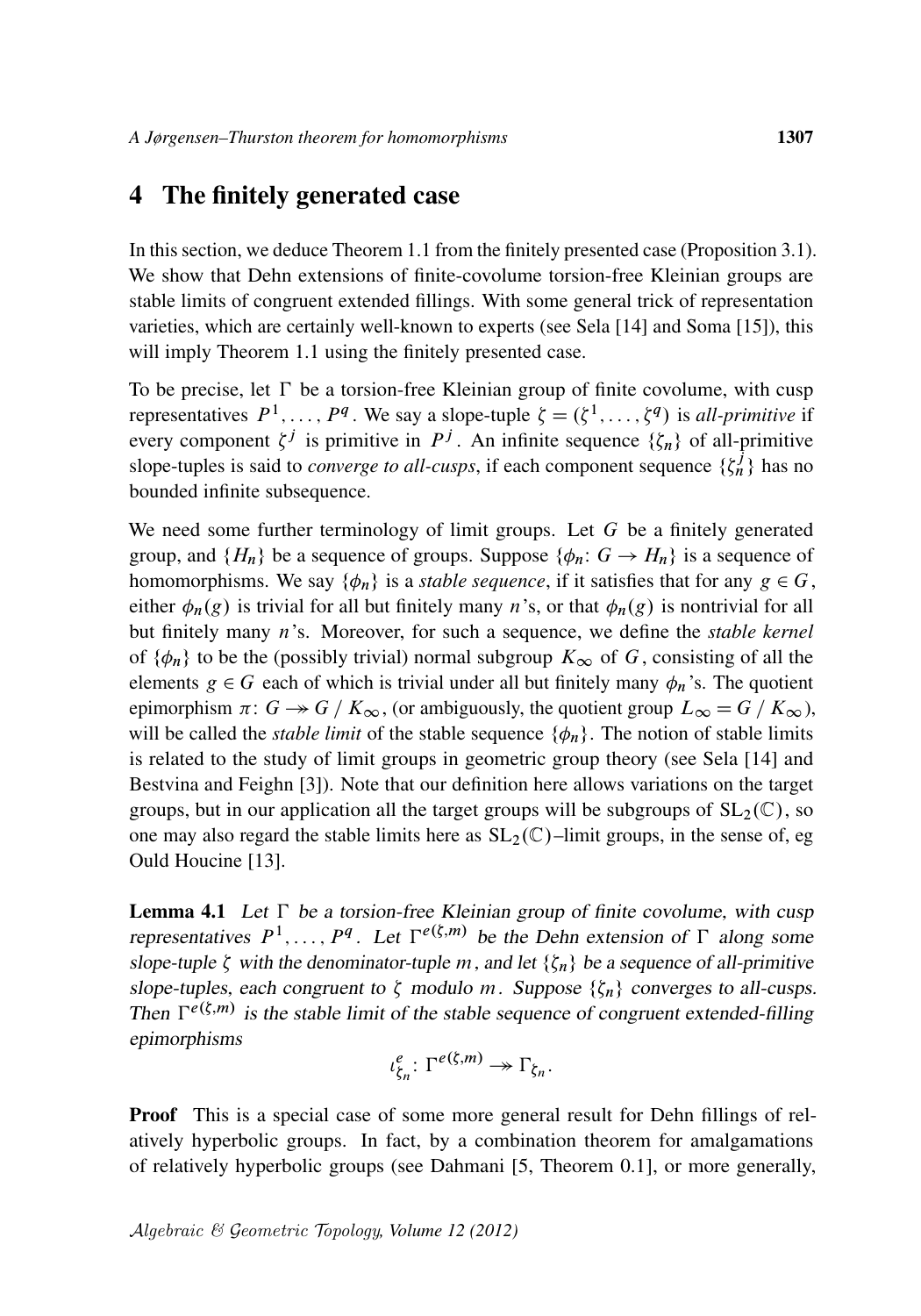## 4 The finitely generated case

In this section, we deduce Theorem 1.1 from the finitely presented case (Proposition 3.1). We show that Dehn extensions of finite-covolume torsion-free Kleinian groups are stable limits of congruent extended fillings. With some general trick of representation varieties, which are certainly well-known to experts (see Sela [14] and Soma [15]), this will imply Theorem 1.1 using the finitely presented case.

To be precise, let $\Gamma$ be a torsion-free Kleinian group of finite covolume, with cusp representatives $P^1, \dots, P^q$. We say a slope-tuple $\zeta = (\zeta^1, \dots, \zeta^q)$ is *all-primitive* if every component $\zeta^j$ is primitive in $P^j$. An infinite sequence $\{\zeta_n\}$ of all-primitive slope-tuples is said to *converge to all-cusps*, if each component sequence $\{\zeta_n^j\}$ has no bounded infinite subsequence.

We need some further terminology of limit groups. Let $G$ be a finitely generated group, and $\{H_n\}$ be a sequence of groups. Suppose $\{\phi_n\colon G \to H_n\}$ is a sequence of homomorphisms. We say $\{\phi_n\}$ is a *stable sequence*, if it satisfies that for any $g \in G$, either $\phi_n(g)$ is trivial for all but finitely many $n$'s, or that $\phi_n(g)$ is nontrivial for all but finitely many $n$'s. Moreover, for such a sequence, we define the *stable kernel* of $\{\phi_n\}$ to be the (possibly trivial) normal subgroup $K_\infty$ of $G$, consisting of all the elements $g \in G$ each of which is trivial under all but finitely many $\phi_n$'s. The quotient epimorphism $\pi\colon G \twoheadrightarrow G\,/\,K_\infty$, (or ambiguously, the quotient group $L_\infty = G\,/\,K_\infty$), will be called the *stable limit* of the stable sequence $\{\phi_n\}$. The notion of stable limits is related to the study of limit groups in geometric group theory (see Sela [14] and Bestvina and Feighn [3]). Note that our definition here allows variations on the target groups, but in our application all the target groups will be subgroups of $\mathrm{SL}_2(\mathbb{C})$, so one may also regard the stable limits here as $\mathrm{SL}_2(\mathbb{C})$–limit groups, in the sense of, eg Ould Houcine [13].

**Lemma 4.1** *Let $\Gamma$ be a torsion-free Kleinian group of finite covolume, with cusp representatives $P^1, \dots, P^q$. Let $\Gamma^{e(\zeta,m)}$ be the Dehn extension of $\Gamma$ along some slope-tuple $\zeta$ with the denominator-tuple $m$, and let $\{\zeta_n\}$ be a sequence of all-primitive slope-tuples, each congruent to $\zeta$ modulo $m$. Suppose $\{\zeta_n\}$ converges to all-cusps. Then $\Gamma^{e(\zeta,m)}$ is the stable limit of the stable sequence of congruent extended-filling epimorphisms*

$$\iota^e_{\zeta_n}\colon \Gamma^{e(\zeta,m)} \twoheadrightarrow \Gamma_{\zeta_n}.$$

**Proof** This is a special case of some more general result for Dehn fillings of relatively hyperbolic groups. In fact, by a combination theorem for amalgamations of relatively hyperbolic groups (see Dahmani [5, Theorem 0.1], or more generally,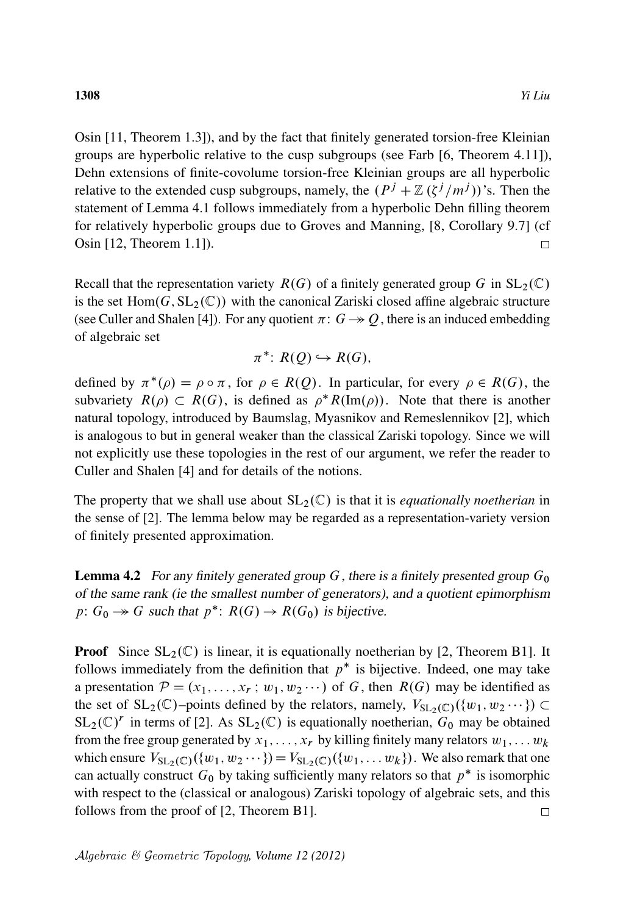Osin [11, Theorem 1.3]), and by the fact that finitely generated torsion-free Kleinian groups are hyperbolic relative to the cusp subgroups (see Farb [6, Theorem 4.11]), Dehn extensions of finite-covolume torsion-free Kleinian groups are all hyperbolic relative to the extended cusp subgroups, namely, the $(P^j + \mathbb{Z}\,(\zeta^j/m^j))$'s. Then the statement of Lemma 4.1 follows immediately from a hyperbolic Dehn filling theorem for relatively hyperbolic groups due to Groves and Manning, [8, Corollary 9.7] (cf Osin [12, Theorem 1.1]). □

Recall that the representation variety $R(G)$ of a finitely generated group $G$ in $\mathrm{SL}_2(\mathbb{C})$ is the set $\mathrm{Hom}(G, \mathrm{SL}_2(\mathbb{C}))$ with the canonical Zariski closed affine algebraic structure (see Culler and Shalen [4]). For any quotient $\pi\colon G \twoheadrightarrow Q$, there is an induced embedding of algebraic set

$$\pi^*\colon R(Q) \hookrightarrow R(G),$$

defined by $\pi^*(\rho) = \rho \circ \pi$, for $\rho \in R(Q)$. In particular, for every $\rho \in R(G)$, the subvariety $R(\rho) \subset R(G)$, is defined as $\rho^* R(\mathrm{Im}(\rho))$. Note that there is another natural topology, introduced by Baumslag, Myasnikov and Remeslennikov [2], which is analogous to but in general weaker than the classical Zariski topology. Since we will not explicitly use these topologies in the rest of our argument, we refer the reader to Culler and Shalen [4] and for details of the notions.

The property that we shall use about $\mathrm{SL}_2(\mathbb{C})$ is that it is *equationally noetherian* in the sense of [2]. The lemma below may be regarded as a representation-variety version of finitely presented approximation.

**Lemma 4.2** *For any finitely generated group $G$, there is a finitely presented group $G_0$ of the same rank (ie the smallest number of generators), and a quotient epimorphism $p\colon G_0 \twoheadrightarrow G$ such that $p^*\colon R(G) \to R(G_0)$ is bijective.*

**Proof** Since $\mathrm{SL}_2(\mathbb{C})$ is linear, it is equationally noetherian by [2, Theorem B1]. It follows immediately from the definition that $p^*$ is bijective. Indeed, one may take a presentation $\mathcal{P} = (x_1, \ldots, x_r\,;\, w_1, w_2 \cdots)$ of $G$, then $R(G)$ may be identified as the set of $\mathrm{SL}_2(\mathbb{C})$–points defined by the relators, namely, $V_{\mathrm{SL}_2(\mathbb{C})}(\{w_1, w_2 \cdots\}) \subset \mathrm{SL}_2(\mathbb{C})^r$ in terms of [2]. As $\mathrm{SL}_2(\mathbb{C})$ is equationally noetherian, $G_0$ may be obtained from the free group generated by $x_1, \ldots, x_r$ by killing finitely many relators $w_1, \ldots w_k$ which ensure $V_{\mathrm{SL}_2(\mathbb{C})}(\{w_1, w_2 \cdots\}) = V_{\mathrm{SL}_2(\mathbb{C})}(\{w_1, \ldots w_k\})$. We also remark that one can actually construct $G_0$ by taking sufficiently many relators so that $p^*$ is isomorphic with respect to the (classical or analogous) Zariski topology of algebraic sets, and this follows from the proof of [2, Theorem B1]. □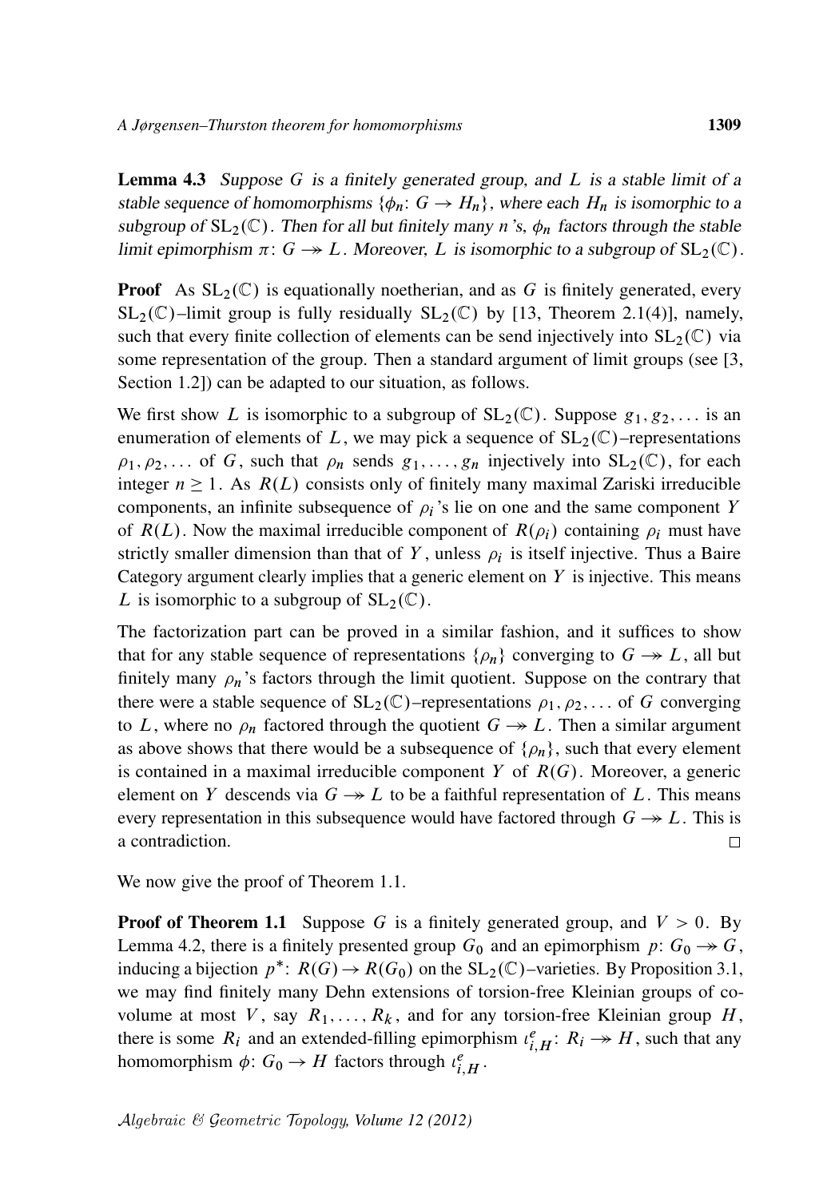**Lemma 4.3** *Suppose $G$ is a finitely generated group, and $L$ is a stable limit of a stable sequence of homomorphisms $\{\phi_n \colon G \to H_n\}$, where each $H_n$ is isomorphic to a subgroup of $\mathrm{SL}_2(\mathbb{C})$. Then for all but finitely many $n$'s, $\phi_n$ factors through the stable limit epimorphism $\pi \colon G \twoheadrightarrow L$. Moreover, $L$ is isomorphic to a subgroup of $\mathrm{SL}_2(\mathbb{C})$.*

**Proof** As $\mathrm{SL}_2(\mathbb{C})$ is equationally noetherian, and as $G$ is finitely generated, every $\mathrm{SL}_2(\mathbb{C})$–limit group is fully residually $\mathrm{SL}_2(\mathbb{C})$ by [13, Theorem 2.1(4)], namely, such that every finite collection of elements can be send injectively into $\mathrm{SL}_2(\mathbb{C})$ via some representation of the group. Then a standard argument of limit groups (see [3, Section 1.2]) can be adapted to our situation, as follows.

We first show $L$ is isomorphic to a subgroup of $\mathrm{SL}_2(\mathbb{C})$. Suppose $g_1, g_2, \ldots$ is an enumeration of elements of $L$, we may pick a sequence of $\mathrm{SL}_2(\mathbb{C})$–representations $\rho_1, \rho_2, \ldots$ of $G$, such that $\rho_n$ sends $g_1, \ldots, g_n$ injectively into $\mathrm{SL}_2(\mathbb{C})$, for each integer $n \geq 1$. As $R(L)$ consists only of finitely many maximal Zariski irreducible components, an infinite subsequence of $\rho_i$'s lie on one and the same component $Y$ of $R(L)$. Now the maximal irreducible component of $R(\rho_i)$ containing $\rho_i$ must have strictly smaller dimension than that of $Y$, unless $\rho_i$ is itself injective. Thus a Baire Category argument clearly implies that a generic element on $Y$ is injective. This means $L$ is isomorphic to a subgroup of $\mathrm{SL}_2(\mathbb{C})$.

The factorization part can be proved in a similar fashion, and it suffices to show that for any stable sequence of representations $\{\rho_n\}$ converging to $G \twoheadrightarrow L$, all but finitely many $\rho_n$'s factors through the limit quotient. Suppose on the contrary that there were a stable sequence of $\mathrm{SL}_2(\mathbb{C})$–representations $\rho_1, \rho_2, \ldots$ of $G$ converging to $L$, where no $\rho_n$ factored through the quotient $G \twoheadrightarrow L$. Then a similar argument as above shows that there would be a subsequence of $\{\rho_n\}$, such that every element is contained in a maximal irreducible component $Y$ of $R(G)$. Moreover, a generic element on $Y$ descends via $G \twoheadrightarrow L$ to be a faithful representation of $L$. This means every representation in this subsequence would have factored through $G \twoheadrightarrow L$. This is a contradiction. $\square$

We now give the proof of Theorem 1.1.

**Proof of Theorem 1.1** Suppose $G$ is a finitely generated group, and $V > 0$. By Lemma 4.2, there is a finitely presented group $G_0$ and an epimorphism $p \colon G_0 \twoheadrightarrow G$, inducing a bijection $p^* \colon R(G) \to R(G_0)$ on the $\mathrm{SL}_2(\mathbb{C})$–varieties. By Proposition 3.1, we may find finitely many Dehn extensions of torsion-free Kleinian groups of covolume at most $V$, say $R_1, \ldots, R_k$, and for any torsion-free Kleinian group $H$, there is some $R_i$ and an extended-filling epimorphism $\iota^e_{i,H} \colon R_i \twoheadrightarrow H$, such that any homomorphism $\phi \colon G_0 \to H$ factors through $\iota^e_{i,H}$.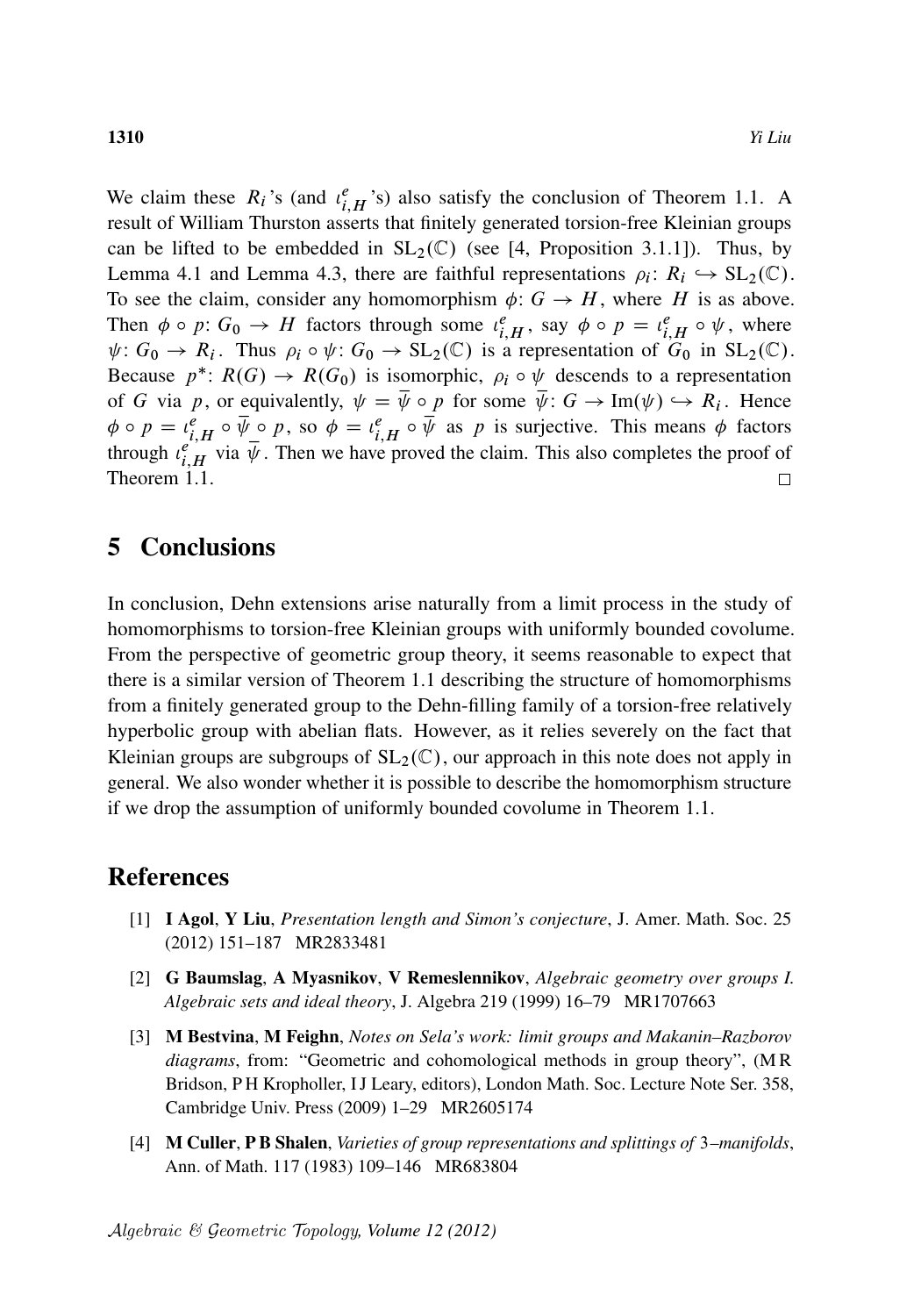We claim these $R_i$'s (and $\iota^e_{i,H}$'s) also satisfy the conclusion of Theorem 1.1. A result of William Thurston asserts that finitely generated torsion-free Kleinian groups can be lifted to be embedded in $\mathrm{SL}_2(\mathbb{C})$ (see [4, Proposition 3.1.1]). Thus, by Lemma 4.1 and Lemma 4.3, there are faithful representations $\rho_i\colon R_i \hookrightarrow \mathrm{SL}_2(\mathbb{C})$. To see the claim, consider any homomorphism $\phi\colon G \to H$, where $H$ is as above. Then $\phi \circ p\colon G_0 \to H$ factors through some $\iota^e_{i,H}$, say $\phi \circ p = \iota^e_{i,H} \circ \psi$, where $\psi\colon G_0 \to R_i$. Thus $\rho_i \circ \psi\colon G_0 \to \mathrm{SL}_2(\mathbb{C})$ is a representation of $G_0$ in $\mathrm{SL}_2(\mathbb{C})$. Because $p^*\colon R(G) \to R(G_0)$ is isomorphic, $\rho_i \circ \psi$ descends to a representation of $G$ via $p$, or equivalently, $\psi = \overline{\psi} \circ p$ for some $\overline{\psi}\colon G \to \mathrm{Im}(\psi) \hookrightarrow R_i$. Hence $\phi \circ p = \iota^e_{i,H} \circ \overline{\psi} \circ p$, so $\phi = \iota^e_{i,H} \circ \overline{\psi}$ as $p$ is surjective. This means $\phi$ factors through $\iota^e_{i,H}$ via $\overline{\psi}$. Then we have proved the claim. This also completes the proof of Theorem 1.1. $\square$

## 5 Conclusions

In conclusion, Dehn extensions arise naturally from a limit process in the study of homomorphisms to torsion-free Kleinian groups with uniformly bounded covolume. From the perspective of geometric group theory, it seems reasonable to expect that there is a similar version of Theorem 1.1 describing the structure of homomorphisms from a finitely generated group to the Dehn-filling family of a torsion-free relatively hyperbolic group with abelian flats. However, as it relies severely on the fact that Kleinian groups are subgroups of $\mathrm{SL}_2(\mathbb{C})$, our approach in this note does not apply in general. We also wonder whether it is possible to describe the homomorphism structure if we drop the assumption of uniformly bounded covolume in Theorem 1.1.

## References

[1] **I Agol**, **Y Liu**, *Presentation length and Simon's conjecture*, J. Amer. Math. Soc. 25 (2012) 151–187 MR2833481

[2] **G Baumslag**, **A Myasnikov**, **V Remeslennikov**, *Algebraic geometry over groups I. Algebraic sets and ideal theory*, J. Algebra 219 (1999) 16–79 MR1707663

[3] **M Bestvina**, **M Feighn**, *Notes on Sela's work: limit groups and Makanin–Razborov diagrams*, from: "Geometric and cohomological methods in group theory", (M R Bridson, P H Kropholler, I J Leary, editors), London Math. Soc. Lecture Note Ser. 358, Cambridge Univ. Press (2009) 1–29 MR2605174

[4] **M Culler**, **P B Shalen**, *Varieties of group representations and splittings of 3–manifolds*, Ann. of Math. 117 (1983) 109–146 MR683804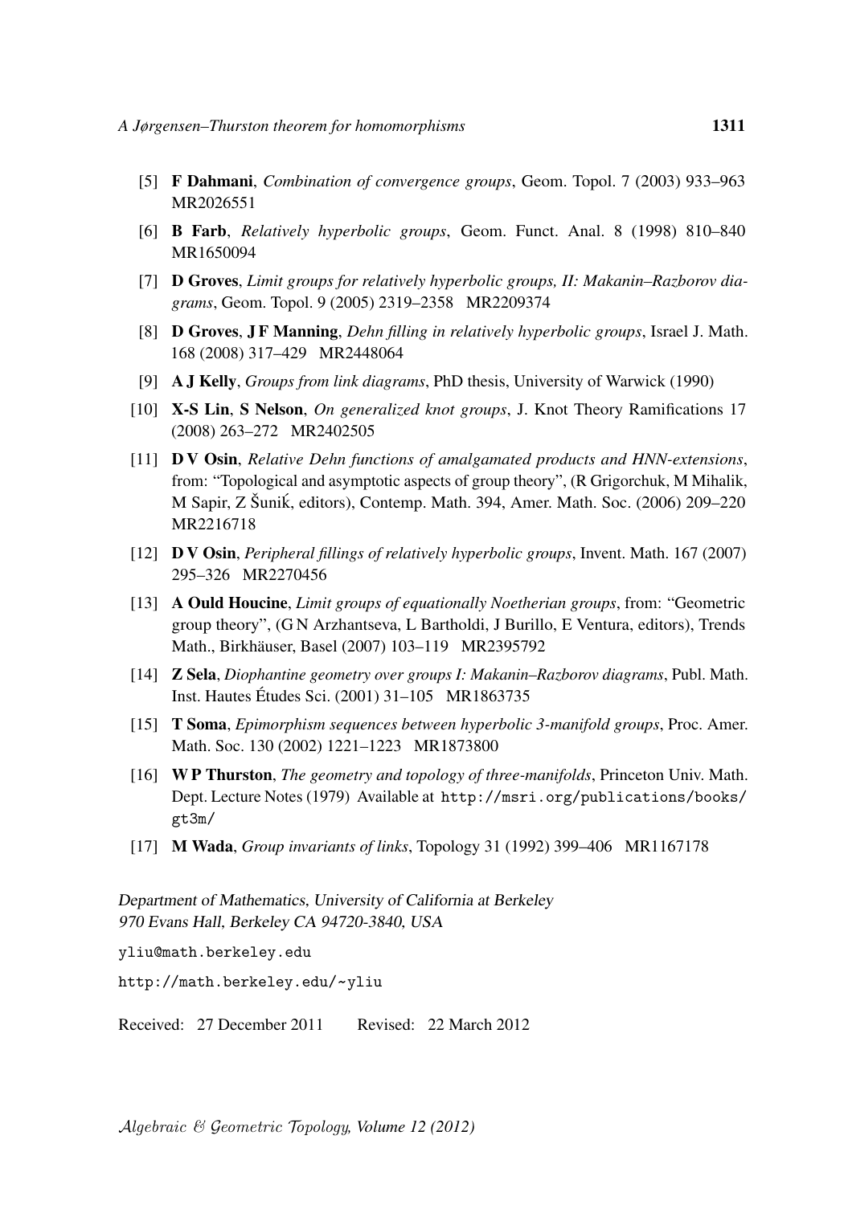[5] **F Dahmani**, *Combination of convergence groups*, Geom. Topol. 7 (2003) 933–963 MR2026551

[6] **B Farb**, *Relatively hyperbolic groups*, Geom. Funct. Anal. 8 (1998) 810–840 MR1650094

[7] **D Groves**, *Limit groups for relatively hyperbolic groups, II: Makanin–Razborov diagrams*, Geom. Topol. 9 (2005) 2319–2358 MR2209374

[8] **D Groves**, **J F Manning**, *Dehn filling in relatively hyperbolic groups*, Israel J. Math. 168 (2008) 317–429 MR2448064

[9] **A J Kelly**, *Groups from link diagrams*, PhD thesis, University of Warwick (1990)

[10] **X-S Lin**, **S Nelson**, *On generalized knot groups*, J. Knot Theory Ramifications 17 (2008) 263–272 MR2402505

[11] **D V Osin**, *Relative Dehn functions of amalgamated products and HNN-extensions*, from: "Topological and asymptotic aspects of group theory", (R Grigorchuk, M Mihalik, M Sapir, Z Šunić, editors), Contemp. Math. 394, Amer. Math. Soc. (2006) 209–220 MR2216718

[12] **D V Osin**, *Peripheral fillings of relatively hyperbolic groups*, Invent. Math. 167 (2007) 295–326 MR2270456

[13] **A Ould Houcine**, *Limit groups of equationally Noetherian groups*, from: "Geometric group theory", (G N Arzhantseva, L Bartholdi, J Burillo, E Ventura, editors), Trends Math., Birkhäuser, Basel (2007) 103–119 MR2395792

[14] **Z Sela**, *Diophantine geometry over groups I: Makanin–Razborov diagrams*, Publ. Math. Inst. Hautes Études Sci. (2001) 31–105 MR1863735

[15] **T Soma**, *Epimorphism sequences between hyperbolic 3-manifold groups*, Proc. Amer. Math. Soc. 130 (2002) 1221–1223 MR1873800

[16] **W P Thurston**, *The geometry and topology of three-manifolds*, Princeton Univ. Math. Dept. Lecture Notes (1979) Available at http://msri.org/publications/books/gt3m/

[17] **M Wada**, *Group invariants of links*, Topology 31 (1992) 399–406 MR1167178

Department of Mathematics, University of California at Berkeley
970 Evans Hall, Berkeley CA 94720-3840, USA

yliu@math.berkeley.edu

http://math.berkeley.edu/~yliu

Received: 27 December 2011 Revised: 22 March 2012